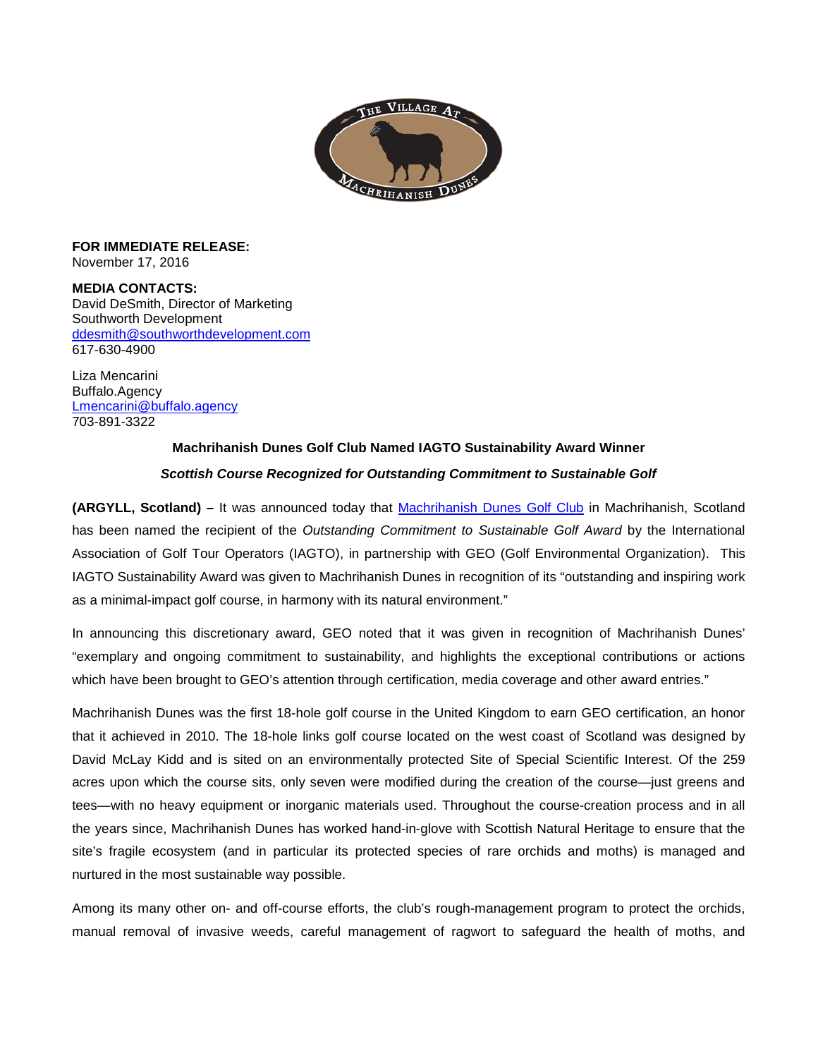**FOR IMMEDIATE RELEASE:**
November 17, 2016

**MEDIA CONTACTS:**
David DeSmith, Director of Marketing
Southworth Development
ddesmith@southworthdevelopment.com
617-630-4900

Liza Mencarini
Buffalo.Agency
Lmencarini@buffalo.agency
703-891-3322

**Machrihanish Dunes Golf Club Named IAGTO Sustainability Award Winner**

***Scottish Course Recognized for Outstanding Commitment to Sustainable Golf***

**(ARGYLL, Scotland) –** It was announced today that Machrihanish Dunes Golf Club in Machrihanish, Scotland has been named the recipient of the *Outstanding Commitment to Sustainable Golf Award* by the International Association of Golf Tour Operators (IAGTO), in partnership with GEO (Golf Environmental Organization). This IAGTO Sustainability Award was given to Machrihanish Dunes in recognition of its "outstanding and inspiring work as a minimal-impact golf course, in harmony with its natural environment."

In announcing this discretionary award, GEO noted that it was given in recognition of Machrihanish Dunes' "exemplary and ongoing commitment to sustainability, and highlights the exceptional contributions or actions which have been brought to GEO's attention through certification, media coverage and other award entries."

Machrihanish Dunes was the first 18-hole golf course in the United Kingdom to earn GEO certification, an honor that it achieved in 2010. The 18-hole links golf course located on the west coast of Scotland was designed by David McLay Kidd and is sited on an environmentally protected Site of Special Scientific Interest. Of the 259 acres upon which the course sits, only seven were modified during the creation of the course—just greens and tees—with no heavy equipment or inorganic materials used. Throughout the course-creation process and in all the years since, Machrihanish Dunes has worked hand-in-glove with Scottish Natural Heritage to ensure that the site's fragile ecosystem (and in particular its protected species of rare orchids and moths) is managed and nurtured in the most sustainable way possible.

Among its many other on- and off-course efforts, the club's rough-management program to protect the orchids, manual removal of invasive weeds, careful management of ragwort to safeguard the health of moths, and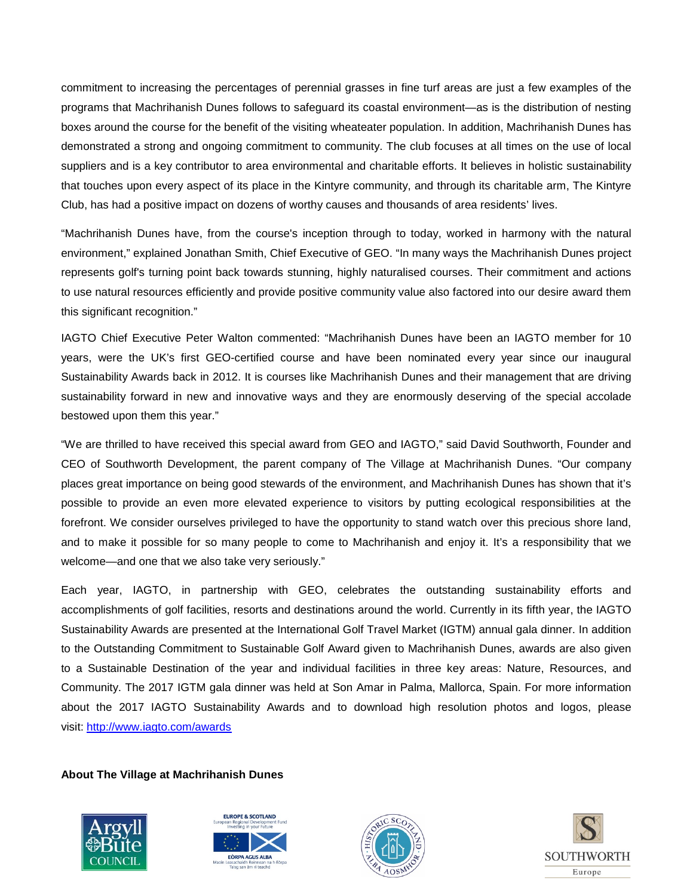commitment to increasing the percentages of perennial grasses in fine turf areas are just a few examples of the programs that Machrihanish Dunes follows to safeguard its coastal environment—as is the distribution of nesting boxes around the course for the benefit of the visiting wheateater population. In addition, Machrihanish Dunes has demonstrated a strong and ongoing commitment to community. The club focuses at all times on the use of local suppliers and is a key contributor to area environmental and charitable efforts. It believes in holistic sustainability that touches upon every aspect of its place in the Kintyre community, and through its charitable arm, The Kintyre Club, has had a positive impact on dozens of worthy causes and thousands of area residents' lives.

"Machrihanish Dunes have, from the course's inception through to today, worked in harmony with the natural environment," explained Jonathan Smith, Chief Executive of GEO. "In many ways the Machrihanish Dunes project represents golf's turning point back towards stunning, highly naturalised courses. Their commitment and actions to use natural resources efficiently and provide positive community value also factored into our desire award them this significant recognition."

IAGTO Chief Executive Peter Walton commented: "Machrihanish Dunes have been an IAGTO member for 10 years, were the UK's first GEO-certified course and have been nominated every year since our inaugural Sustainability Awards back in 2012. It is courses like Machrihanish Dunes and their management that are driving sustainability forward in new and innovative ways and they are enormously deserving of the special accolade bestowed upon them this year."

"We are thrilled to have received this special award from GEO and IAGTO," said David Southworth, Founder and CEO of Southworth Development, the parent company of The Village at Machrihanish Dunes. "Our company places great importance on being good stewards of the environment, and Machrihanish Dunes has shown that it's possible to provide an even more elevated experience to visitors by putting ecological responsibilities at the forefront. We consider ourselves privileged to have the opportunity to stand watch over this precious shore land, and to make it possible for so many people to come to Machrihanish and enjoy it. It's a responsibility that we welcome—and one that we also take very seriously."

Each year, IAGTO, in partnership with GEO, celebrates the outstanding sustainability efforts and accomplishments of golf facilities, resorts and destinations around the world. Currently in its fifth year, the IAGTO Sustainability Awards are presented at the International Golf Travel Market (IGTM) annual gala dinner. In addition to the Outstanding Commitment to Sustainable Golf Award given to Machrihanish Dunes, awards are also given to a Sustainable Destination of the year and individual facilities in three key areas: Nature, Resources, and Community. The 2017 IGTM gala dinner was held at Son Amar in Palma, Mallorca, Spain. For more information about the 2017 IAGTO Sustainability Awards and to download high resolution photos and logos, please visit: http://www.iagto.com/awards

**About The Village at Machrihanish Dunes**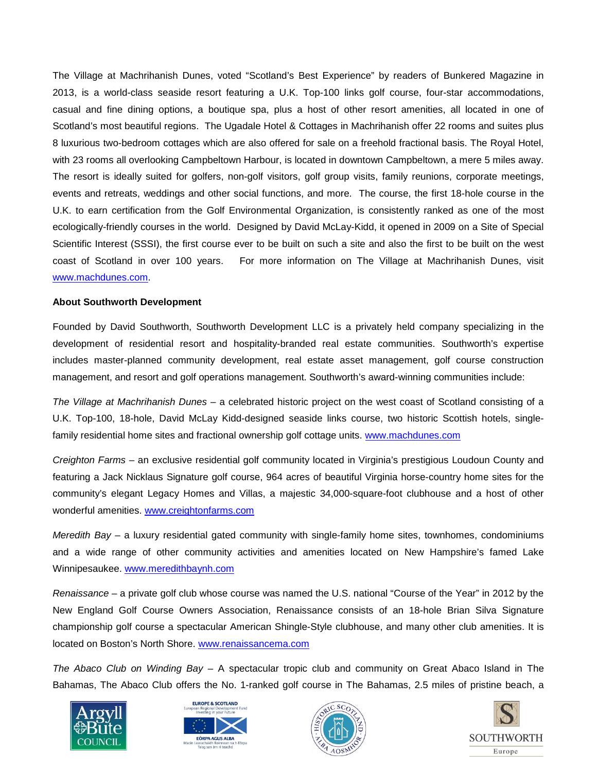The Village at Machrihanish Dunes, voted "Scotland's Best Experience" by readers of Bunkered Magazine in 2013, is a world-class seaside resort featuring a U.K. Top-100 links golf course, four-star accommodations, casual and fine dining options, a boutique spa, plus a host of other resort amenities, all located in one of Scotland's most beautiful regions. The Ugadale Hotel & Cottages in Machrihanish offer 22 rooms and suites plus 8 luxurious two-bedroom cottages which are also offered for sale on a freehold fractional basis. The Royal Hotel, with 23 rooms all overlooking Campbeltown Harbour, is located in downtown Campbeltown, a mere 5 miles away. The resort is ideally suited for golfers, non-golf visitors, golf group visits, family reunions, corporate meetings, events and retreats, weddings and other social functions, and more. The course, the first 18-hole course in the U.K. to earn certification from the Golf Environmental Organization, is consistently ranked as one of the most ecologically-friendly courses in the world. Designed by David McLay-Kidd, it opened in 2009 on a Site of Special Scientific Interest (SSSI), the first course ever to be built on such a site and also the first to be built on the west coast of Scotland in over 100 years. For more information on The Village at Machrihanish Dunes, visit www.machdunes.com.

**About Southworth Development**

Founded by David Southworth, Southworth Development LLC is a privately held company specializing in the development of residential resort and hospitality-branded real estate communities. Southworth's expertise includes master-planned community development, real estate asset management, golf course construction management, and resort and golf operations management. Southworth's award-winning communities include:

*The Village at Machrihanish Dunes* – a celebrated historic project on the west coast of Scotland consisting of a U.K. Top-100, 18-hole, David McLay Kidd-designed seaside links course, two historic Scottish hotels, single-family residential home sites and fractional ownership golf cottage units. www.machdunes.com

*Creighton Farms* – an exclusive residential golf community located in Virginia's prestigious Loudoun County and featuring a Jack Nicklaus Signature golf course, 964 acres of beautiful Virginia horse-country home sites for the community's elegant Legacy Homes and Villas, a majestic 34,000-square-foot clubhouse and a host of other wonderful amenities. www.creightonfarms.com

*Meredith Bay* – a luxury residential gated community with single-family home sites, townhomes, condominiums and a wide range of other community activities and amenities located on New Hampshire's famed Lake Winnipesaukee. www.meredithbaynh.com

*Renaissance* – a private golf club whose course was named the U.S. national "Course of the Year" in 2012 by the New England Golf Course Owners Association, Renaissance consists of an 18-hole Brian Silva Signature championship golf course a spectacular American Shingle-Style clubhouse, and many other club amenities. It is located on Boston's North Shore. www.renaissancema.com

*The Abaco Club on Winding Bay* – A spectacular tropic club and community on Great Abaco Island in The Bahamas, The Abaco Club offers the No. 1-ranked golf course in The Bahamas, 2.5 miles of pristine beach, a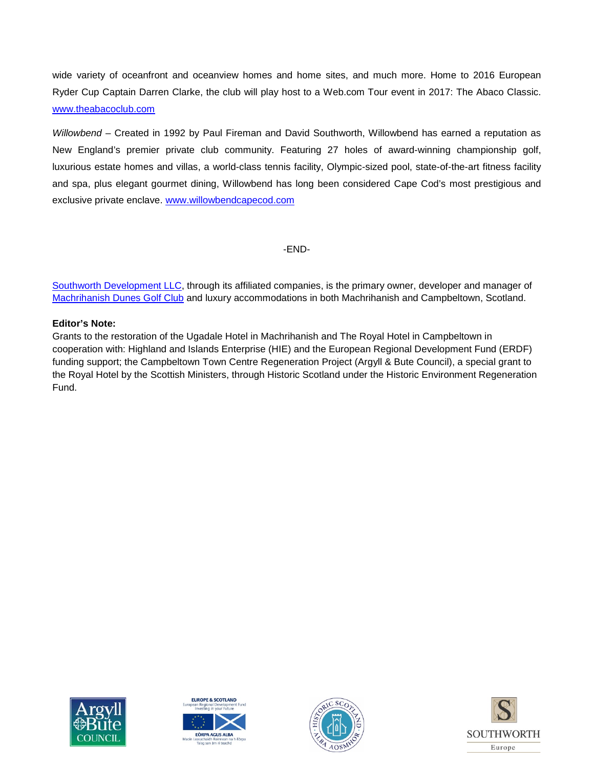wide variety of oceanfront and oceanview homes and home sites, and much more. Home to 2016 European Ryder Cup Captain Darren Clarke, the club will play host to a Web.com Tour event in 2017: The Abaco Classic. [www.theabacoclub.com](www.theabacoclub.com)

*Willowbend* – Created in 1992 by Paul Fireman and David Southworth, Willowbend has earned a reputation as New England's premier private club community. Featuring 27 holes of award-winning championship golf, luxurious estate homes and villas, a world-class tennis facility, Olympic-sized pool, state-of-the-art fitness facility and spa, plus elegant gourmet dining, Willowbend has long been considered Cape Cod's most prestigious and exclusive private enclave. [www.willowbendcapecod.com](www.willowbendcapecod.com)

-END-

Southworth Development LLC, through its affiliated companies, is the primary owner, developer and manager of Machrihanish Dunes Golf Club and luxury accommodations in both Machrihanish and Campbeltown, Scotland.

**Editor's Note:**
Grants to the restoration of the Ugadale Hotel in Machrihanish and The Royal Hotel in Campbeltown in cooperation with: Highland and Islands Enterprise (HIE) and the European Regional Development Fund (ERDF) funding support; the Campbeltown Town Centre Regeneration Project (Argyll & Bute Council), a special grant to the Royal Hotel by the Scottish Ministers, through Historic Scotland under the Historic Environment Regeneration Fund.